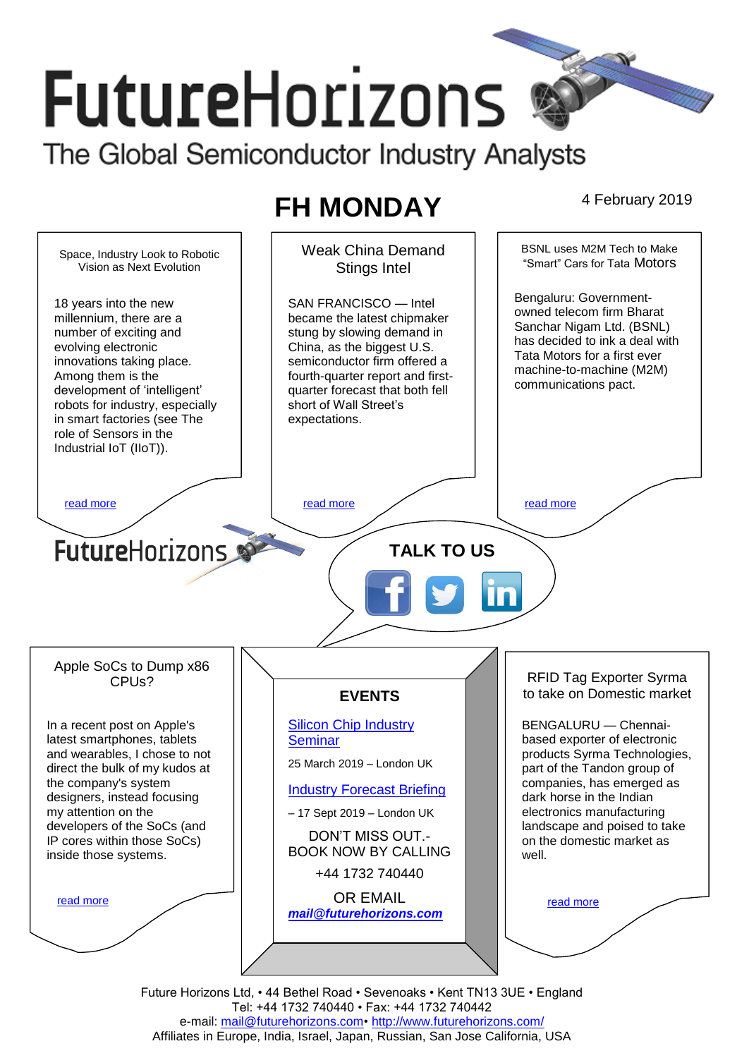# FutureHorizons

The Global Semiconductor Industry Analysts

## FH MONDAY

4 February 2019

### Space, Industry Look to Robotic Vision as Next Evolution

18 years into the new millennium, there are a number of exciting and evolving electronic innovations taking place. Among them is the development of 'intelligent' robots for industry, especially in smart factories (see The role of Sensors in the Industrial IoT (IIoT)).

read more

### Weak China Demand Stings Intel

SAN FRANCISCO — Intel became the latest chipmaker stung by slowing demand in China, as the biggest U.S. semiconductor firm offered a fourth-quarter report and first-quarter forecast that both fell short of Wall Street's expectations.

read more

### BSNL uses M2M Tech to Make "Smart" Cars for Tata Motors

Bengaluru: Government-owned telecom firm Bharat Sanchar Nigam Ltd. (BSNL) has decided to ink a deal with Tata Motors for a first ever machine-to-machine (M2M) communications pact.

read more

FutureHorizons

TALK TO US

### Apple SoCs to Dump x86 CPUs?

In a recent post on Apple's latest smartphones, tablets and wearables, I chose to not direct the bulk of my kudos at the company's system designers, instead focusing my attention on the developers of the SoCs (and IP cores within those SoCs) inside those systems.

read more

### EVENTS

Silicon Chip Industry Seminar

25 March 2019 – London UK

Industry Forecast Briefing

– 17 Sept 2019 – London UK

DON'T MISS OUT.- BOOK NOW BY CALLING

+44 1732 740440

OR EMAIL

***mail@futurehorizons.com***

### RFID Tag Exporter Syrma to take on Domestic market

BENGALURU — Chennai-based exporter of electronic products Syrma Technologies, part of the Tandon group of companies, has emerged as dark horse in the Indian electronics manufacturing landscape and poised to take on the domestic market as well.

read more

Future Horizons Ltd, • 44 Bethel Road • Sevenoaks • Kent TN13 3UE • England
Tel: +44 1732 740440 • Fax: +44 1732 740442
e-mail: mail@futurehorizons.com• http://www.futurehorizons.com/
Affiliates in Europe, India, Israel, Japan, Russian, San Jose California, USA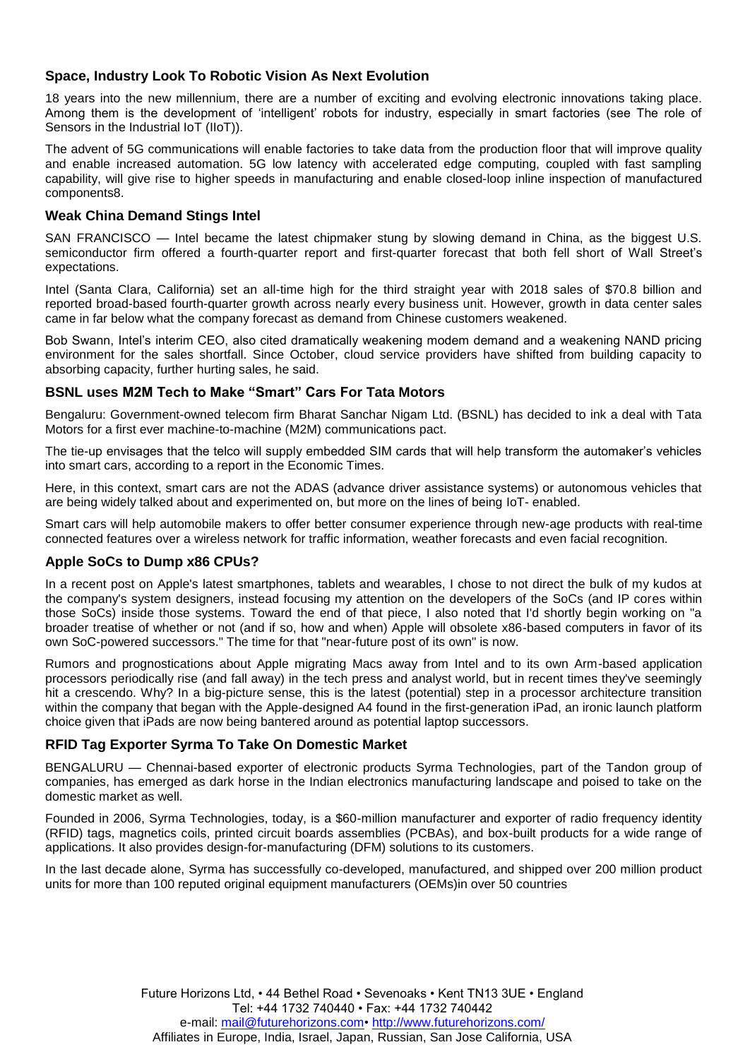### Space, Industry Look To Robotic Vision As Next Evolution

18 years into the new millennium, there are a number of exciting and evolving electronic innovations taking place. Among them is the development of 'intelligent' robots for industry, especially in smart factories (see The role of Sensors in the Industrial IoT (IIoT)).

The advent of 5G communications will enable factories to take data from the production floor that will improve quality and enable increased automation. 5G low latency with accelerated edge computing, coupled with fast sampling capability, will give rise to higher speeds in manufacturing and enable closed-loop inline inspection of manufactured components8.

### Weak China Demand Stings Intel

SAN FRANCISCO — Intel became the latest chipmaker stung by slowing demand in China, as the biggest U.S. semiconductor firm offered a fourth-quarter report and first-quarter forecast that both fell short of Wall Street's expectations.

Intel (Santa Clara, California) set an all-time high for the third straight year with 2018 sales of $70.8 billion and reported broad-based fourth-quarter growth across nearly every business unit. However, growth in data center sales came in far below what the company forecast as demand from Chinese customers weakened.

Bob Swann, Intel's interim CEO, also cited dramatically weakening modem demand and a weakening NAND pricing environment for the sales shortfall. Since October, cloud service providers have shifted from building capacity to absorbing capacity, further hurting sales, he said.

### BSNL uses M2M Tech to Make "Smart" Cars For Tata Motors

Bengaluru: Government-owned telecom firm Bharat Sanchar Nigam Ltd. (BSNL) has decided to ink a deal with Tata Motors for a first ever machine-to-machine (M2M) communications pact.

The tie-up envisages that the telco will supply embedded SIM cards that will help transform the automaker's vehicles into smart cars, according to a report in the Economic Times.

Here, in this context, smart cars are not the ADAS (advance driver assistance systems) or autonomous vehicles that are being widely talked about and experimented on, but more on the lines of being IoT- enabled.

Smart cars will help automobile makers to offer better consumer experience through new-age products with real-time connected features over a wireless network for traffic information, weather forecasts and even facial recognition.

### Apple SoCs to Dump x86 CPUs?

In a recent post on Apple's latest smartphones, tablets and wearables, I chose to not direct the bulk of my kudos at the company's system designers, instead focusing my attention on the developers of the SoCs (and IP cores within those SoCs) inside those systems. Toward the end of that piece, I also noted that I'd shortly begin working on "a broader treatise of whether or not (and if so, how and when) Apple will obsolete x86-based computers in favor of its own SoC-powered successors." The time for that "near-future post of its own" is now.

Rumors and prognostications about Apple migrating Macs away from Intel and to its own Arm-based application processors periodically rise (and fall away) in the tech press and analyst world, but in recent times they've seemingly hit a crescendo. Why? In a big-picture sense, this is the latest (potential) step in a processor architecture transition within the company that began with the Apple-designed A4 found in the first-generation iPad, an ironic launch platform choice given that iPads are now being bantered around as potential laptop successors.

### RFID Tag Exporter Syrma To Take On Domestic Market

BENGALURU — Chennai-based exporter of electronic products Syrma Technologies, part of the Tandon group of companies, has emerged as dark horse in the Indian electronics manufacturing landscape and poised to take on the domestic market as well.

Founded in 2006, Syrma Technologies, today, is a $60-million manufacturer and exporter of radio frequency identity (RFID) tags, magnetics coils, printed circuit boards assemblies (PCBAs), and box-built products for a wide range of applications. It also provides design-for-manufacturing (DFM) solutions to its customers.

In the last decade alone, Syrma has successfully co-developed, manufactured, and shipped over 200 million product units for more than 100 reputed original equipment manufacturers (OEMs)in over 50 countries

Future Horizons Ltd, • 44 Bethel Road • Sevenoaks • Kent TN13 3UE • England
Tel: +44 1732 740440 • Fax: +44 1732 740442
e-mail: mail@futurehorizons.com• http://www.futurehorizons.com/
Affiliates in Europe, India, Israel, Japan, Russian, San Jose California, USA